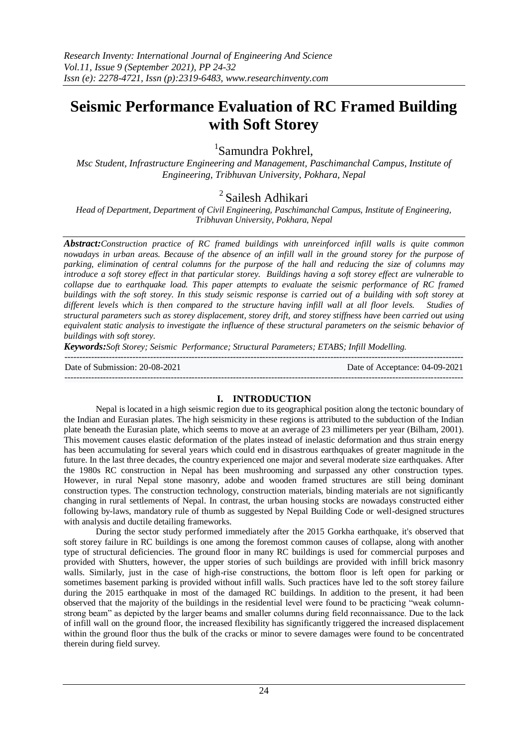# Seismic Performance Evaluation of RC Framed Building with Soft Storey

[1]Samundra Pokhrel,

*Msc Student, Infrastructure Engineering and Management, Paschimanchal Campus, Institute of Engineering, Tribhuvan University, Pokhara, Nepal*

[2] Sailesh Adhikari

*Head of Department, Department of Civil Engineering, Paschimanchal Campus, Institute of Engineering, Tribhuvan University, Pokhara, Nepal*

***Abstract:*** *Construction practice of RC framed buildings with unreinforced infill walls is quite common nowadays in urban areas. Because of the absence of an infill wall in the ground storey for the purpose of parking, elimination of central columns for the purpose of the hall and reducing the size of columns may introduce a soft storey effect in that particular storey. Buildings having a soft storey effect are vulnerable to collapse due to earthquake load. This paper attempts to evaluate the seismic performance of RC framed buildings with the soft storey. In this study seismic response is carried out of a building with soft storey at different levels which is then compared to the structure having infill wall at all floor levels. Studies of structural parameters such as storey displacement, storey drift, and storey stiffness have been carried out using equivalent static analysis to investigate the influence of these structural parameters on the seismic behavior of buildings with soft storey.*

***Keywords:*** *Soft Storey; Seismic Performance; Structural Parameters; ETABS; Infill Modelling.*

---

Date of Submission: 20-08-2021 Date of Acceptance: 04-09-2021

---

## I. INTRODUCTION

Nepal is located in a high seismic region due to its geographical position along the tectonic boundary of the Indian and Eurasian plates. The high seismicity in these regions is attributed to the subduction of the Indian plate beneath the Eurasian plate, which seems to move at an average of 23 millimeters per year (Bilham, 2001). This movement causes elastic deformation of the plates instead of inelastic deformation and thus strain energy has been accumulating for several years which could end in disastrous earthquakes of greater magnitude in the future. In the last three decades, the country experienced one major and several moderate size earthquakes. After the 1980s RC construction in Nepal has been mushrooming and surpassed any other construction types. However, in rural Nepal stone masonry, adobe and wooden framed structures are still being dominant construction types. The construction technology, construction materials, binding materials are not significantly changing in rural settlements of Nepal. In contrast, the urban housing stocks are nowadays constructed either following by-laws, mandatory rule of thumb as suggested by Nepal Building Code or well-designed structures with analysis and ductile detailing frameworks.

During the sector study performed immediately after the 2015 Gorkha earthquake, it's observed that soft storey failure in RC buildings is one among the foremost common causes of collapse, along with another type of structural deficiencies. The ground floor in many RC buildings is used for commercial purposes and provided with Shutters, however, the upper stories of such buildings are provided with infill brick masonry walls. Similarly, just in the case of high-rise constructions, the bottom floor is left open for parking or sometimes basement parking is provided without infill walls. Such practices have led to the soft storey failure during the 2015 earthquake in most of the damaged RC buildings. In addition to the present, it had been observed that the majority of the buildings in the residential level were found to be practicing "weak column-strong beam" as depicted by the larger beams and smaller columns during field reconnaissance. Due to the lack of infill wall on the ground floor, the increased flexibility has significantly triggered the increased displacement within the ground floor thus the bulk of the cracks or minor to severe damages were found to be concentrated therein during field survey.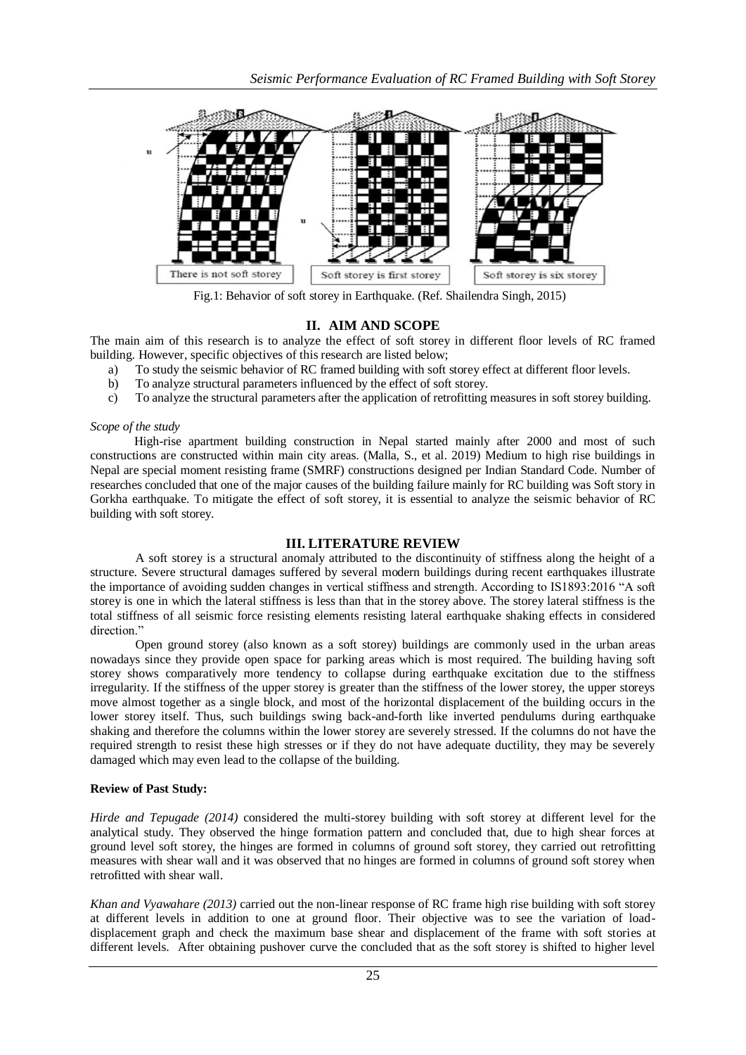Fig.1: Behavior of soft storey in Earthquake. (Ref. Shailendra Singh, 2015)

## II. AIM AND SCOPE

The main aim of this research is to analyze the effect of soft storey in different floor levels of RC framed building. However, specific objectives of this research are listed below;

a) To study the seismic behavior of RC framed building with soft storey effect at different floor levels.
b) To analyze structural parameters influenced by the effect of soft storey.
c) To analyze the structural parameters after the application of retrofitting measures in soft storey building.

*Scope of the study*

High-rise apartment building construction in Nepal started mainly after 2000 and most of such constructions are constructed within main city areas. (Malla, S., et al. 2019) Medium to high rise buildings in Nepal are special moment resisting frame (SMRF) constructions designed per Indian Standard Code. Number of researches concluded that one of the major causes of the building failure mainly for RC building was Soft story in Gorkha earthquake. To mitigate the effect of soft storey, it is essential to analyze the seismic behavior of RC building with soft storey.

## III. LITERATURE REVIEW

A soft storey is a structural anomaly attributed to the discontinuity of stiffness along the height of a structure. Severe structural damages suffered by several modern buildings during recent earthquakes illustrate the importance of avoiding sudden changes in vertical stiffness and strength. According to IS1893:2016 "A soft storey is one in which the lateral stiffness is less than that in the storey above. The storey lateral stiffness is the total stiffness of all seismic force resisting elements resisting lateral earthquake shaking effects in considered direction."

Open ground storey (also known as a soft storey) buildings are commonly used in the urban areas nowadays since they provide open space for parking areas which is most required. The building having soft storey shows comparatively more tendency to collapse during earthquake excitation due to the stiffness irregularity. If the stiffness of the upper storey is greater than the stiffness of the lower storey, the upper storeys move almost together as a single block, and most of the horizontal displacement of the building occurs in the lower storey itself. Thus, such buildings swing back-and-forth like inverted pendulums during earthquake shaking and therefore the columns within the lower storey are severely stressed. If the columns do not have the required strength to resist these high stresses or if they do not have adequate ductility, they may be severely damaged which may even lead to the collapse of the building.

**Review of Past Study:**

*Hirde and Tepugade (2014)* considered the multi-storey building with soft storey at different level for the analytical study. They observed the hinge formation pattern and concluded that, due to high shear forces at ground level soft storey, the hinges are formed in columns of ground soft storey, they carried out retrofitting measures with shear wall and it was observed that no hinges are formed in columns of ground soft storey when retrofitted with shear wall.

*Khan and Vyawahare (2013)* carried out the non-linear response of RC frame high rise building with soft storey at different levels in addition to one at ground floor. Their objective was to see the variation of load-displacement graph and check the maximum base shear and displacement of the frame with soft stories at different levels. After obtaining pushover curve the concluded that as the soft storey is shifted to higher level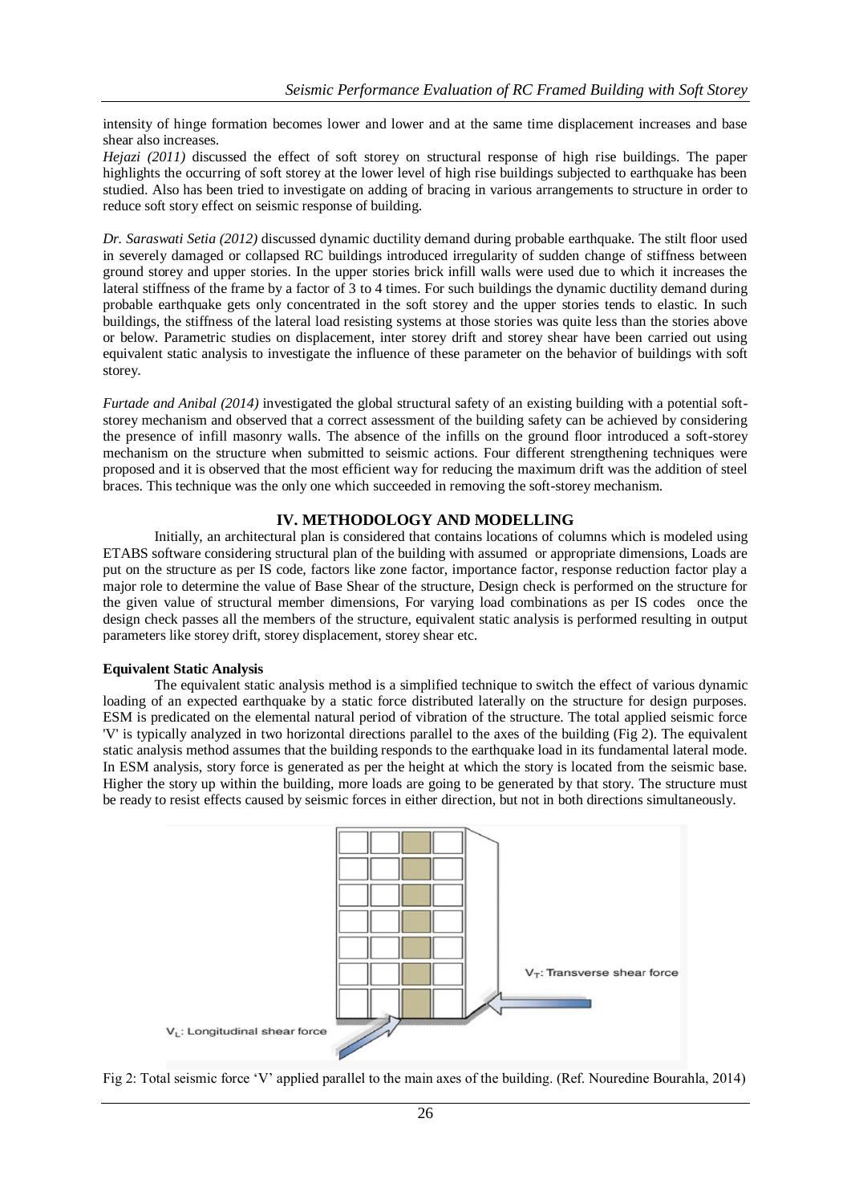intensity of hinge formation becomes lower and lower and at the same time displacement increases and base shear also increases.

*Hejazi (2011)* discussed the effect of soft storey on structural response of high rise buildings. The paper highlights the occurring of soft storey at the lower level of high rise buildings subjected to earthquake has been studied. Also has been tried to investigate on adding of bracing in various arrangements to structure in order to reduce soft story effect on seismic response of building.

*Dr. Saraswati Setia (2012)* discussed dynamic ductility demand during probable earthquake. The stilt floor used in severely damaged or collapsed RC buildings introduced irregularity of sudden change of stiffness between ground storey and upper stories. In the upper stories brick infill walls were used due to which it increases the lateral stiffness of the frame by a factor of 3 to 4 times. For such buildings the dynamic ductility demand during probable earthquake gets only concentrated in the soft storey and the upper stories tends to elastic. In such buildings, the stiffness of the lateral load resisting systems at those stories was quite less than the stories above or below. Parametric studies on displacement, inter storey drift and storey shear have been carried out using equivalent static analysis to investigate the influence of these parameter on the behavior of buildings with soft storey.

*Furtade and Anibal (2014)* investigated the global structural safety of an existing building with a potential soft-storey mechanism and observed that a correct assessment of the building safety can be achieved by considering the presence of infill masonry walls. The absence of the infills on the ground floor introduced a soft-storey mechanism on the structure when submitted to seismic actions. Four different strengthening techniques were proposed and it is observed that the most efficient way for reducing the maximum drift was the addition of steel braces. This technique was the only one which succeeded in removing the soft-storey mechanism.

## IV. METHODOLOGY AND MODELLING

Initially, an architectural plan is considered that contains locations of columns which is modeled using ETABS software considering structural plan of the building with assumed or appropriate dimensions, Loads are put on the structure as per IS code, factors like zone factor, importance factor, response reduction factor play a major role to determine the value of Base Shear of the structure, Design check is performed on the structure for the given value of structural member dimensions, For varying load combinations as per IS codes once the design check passes all the members of the structure, equivalent static analysis is performed resulting in output parameters like storey drift, storey displacement, storey shear etc.

**Equivalent Static Analysis**

The equivalent static analysis method is a simplified technique to switch the effect of various dynamic loading of an expected earthquake by a static force distributed laterally on the structure for design purposes. ESM is predicated on the elemental natural period of vibration of the structure. The total applied seismic force 'V' is typically analyzed in two horizontal directions parallel to the axes of the building (Fig 2). The equivalent static analysis method assumes that the building responds to the earthquake load in its fundamental lateral mode. In ESM analysis, story force is generated as per the height at which the story is located from the seismic base. Higher the story up within the building, more loads are going to be generated by that story. The structure must be ready to resist effects caused by seismic forces in either direction, but not in both directions simultaneously.

Fig 2: Total seismic force 'V' applied parallel to the main axes of the building. (Ref. Nouredine Bourahla, 2014)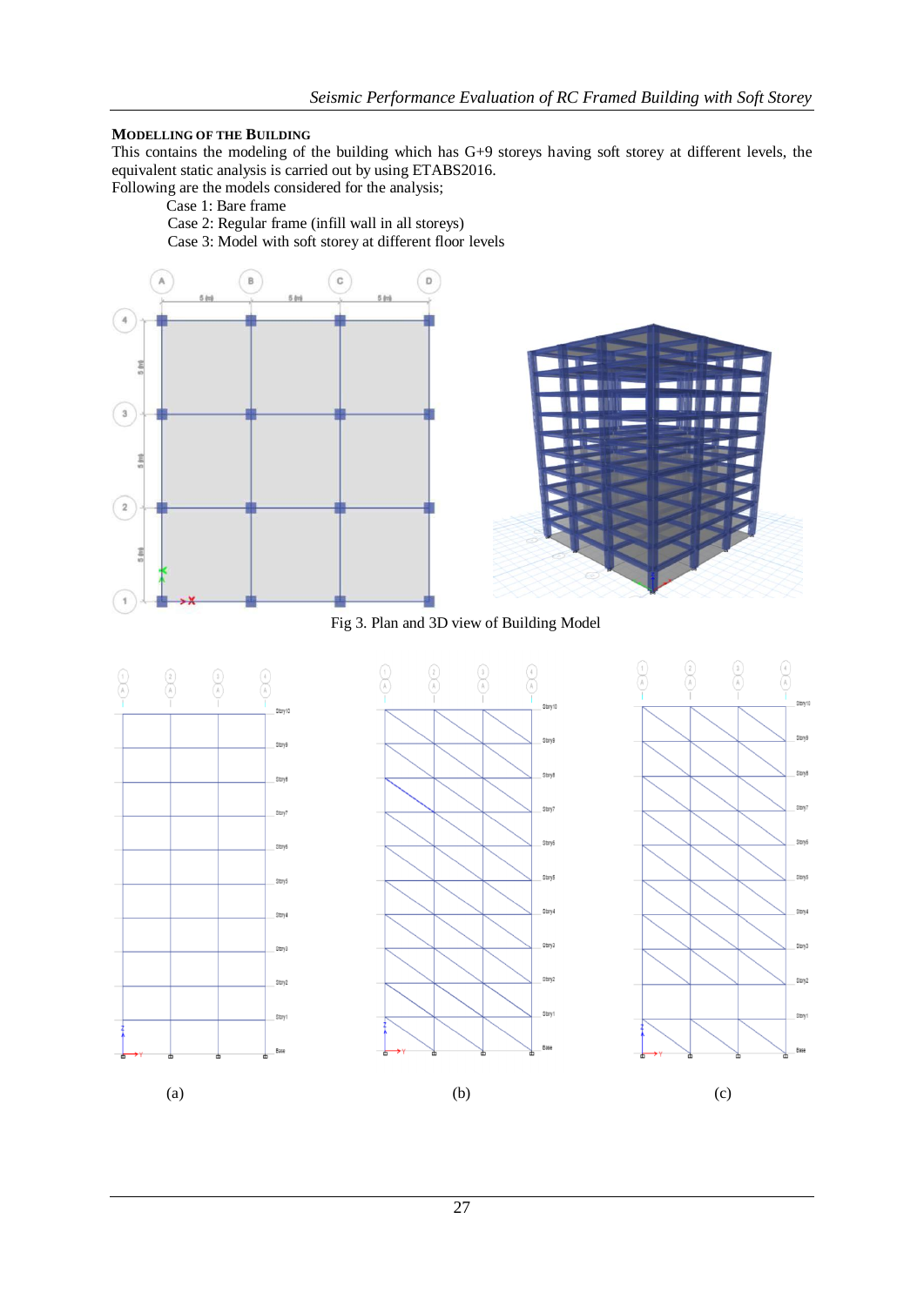## MODELLING OF THE BUILDING

This contains the modeling of the building which has G+9 storeys having soft storey at different levels, the equivalent static analysis is carried out by using ETABS2016.

Following are the models considered for the analysis;

- Case 1: Bare frame
- Case 2: Regular frame (infill wall in all storeys)
- Case 3: Model with soft storey at different floor levels

Fig 3. Plan and 3D view of Building Model

(a) (b) (c)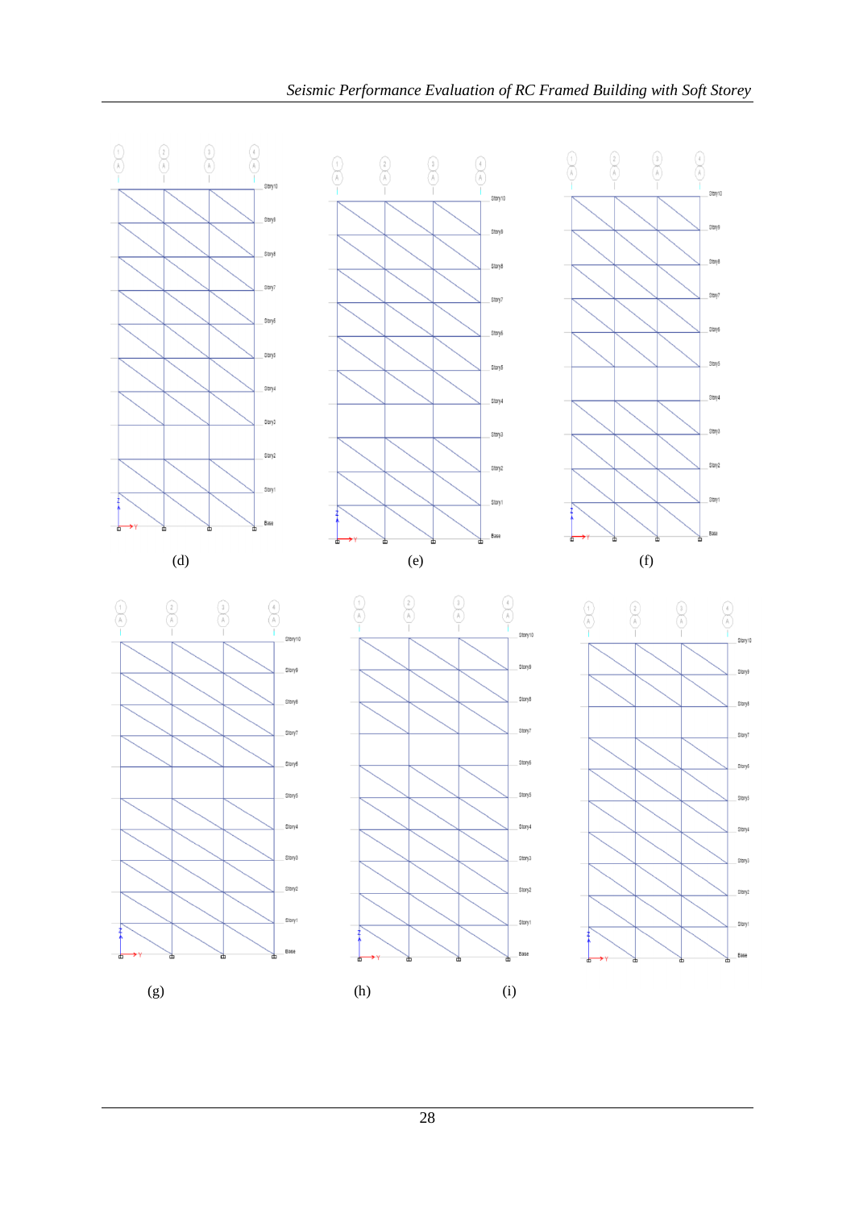(d) (e) (f)

(g) (h) (i)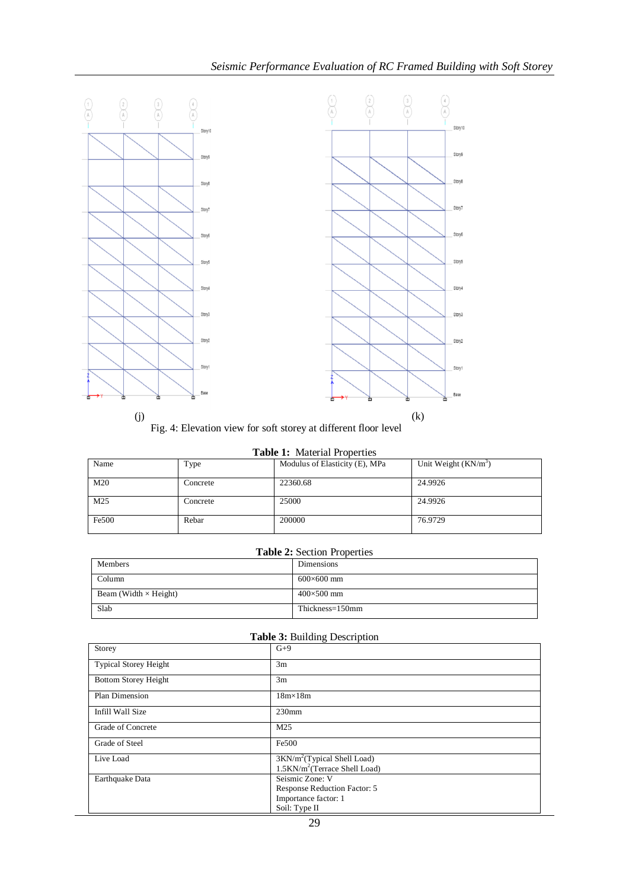(j) (k)

Fig. 4: Elevation view for soft storey at different floor level

**Table 1:** Material Properties

| Name | Type | Modulus of Elasticity (E), MPa | Unit Weight (KN/m$^3$) |
|---|---|---|---|
| M20 | Concrete | 22360.68 | 24.9926 |
| M25 | Concrete | 25000 | 24.9926 |
| Fe500 | Rebar | 200000 | 76.9729 |

**Table 2:** Section Properties

| Members | Dimensions |
|---|---|
| Column | 600×600 mm |
| Beam (Width × Height) | 400×500 mm |
| Slab | Thickness=150mm |

**Table 3:** Building Description

| Storey | G+9 |
|---|---|
| Typical Storey Height | 3m |
| Bottom Storey Height | 3m |
| Plan Dimension | 18m×18m |
| Infill Wall Size | 230mm |
| Grade of Concrete | M25 |
| Grade of Steel | Fe500 |
| Live Load | 3KN/m$^2$(Typical Shell Load)<br>1.5KN/m$^2$(Terrace Shell Load) |
| Earthquake Data | Seismic Zone: V<br>Response Reduction Factor: 5<br>Importance factor: 1<br>Soil: Type II |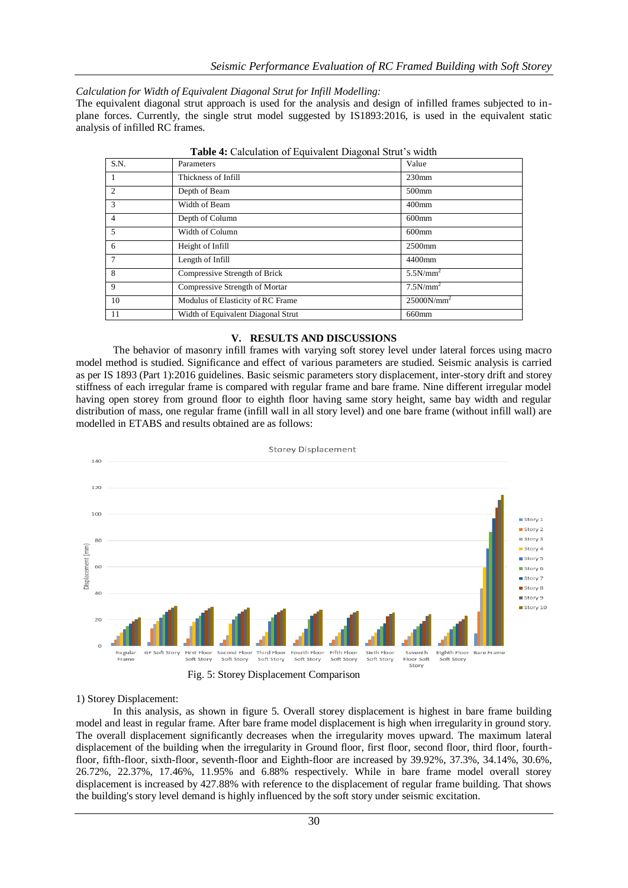*Calculation for Width of Equivalent Diagonal Strut for Infill Modelling:*

The equivalent diagonal strut approach is used for the analysis and design of infilled frames subjected to in-plane forces. Currently, the single strut model suggested by IS1893:2016, is used in the equivalent static analysis of infilled RC frames.

**Table 4:** Calculation of Equivalent Diagonal Strut's width

| S.N. | Parameters | Value |
|---|---|---|
| 1 | Thickness of Infill | 230mm |
| 2 | Depth of Beam | 500mm |
| 3 | Width of Beam | 400mm |
| 4 | Depth of Column | 600mm |
| 5 | Width of Column | 600mm |
| 6 | Height of Infill | 2500mm |
| 7 | Length of Infill | 4400mm |
| 8 | Compressive Strength of Brick | $5.5 N/mm^2$ |
| 9 | Compressive Strength of Mortar | $7.5 N/mm^2$ |
| 10 | Modulus of Elasticity of RC Frame | $25000 N/mm^2$ |
| 11 | Width of Equivalent Diagonal Strut | 660mm |

## V. RESULTS AND DISCUSSIONS

The behavior of masonry infill frames with varying soft storey level under lateral forces using macro model method is studied. Significance and effect of various parameters are studied. Seismic analysis is carried as per IS 1893 (Part 1):2016 guidelines. Basic seismic parameters story displacement, inter-story drift and storey stiffness of each irregular frame is compared with regular frame and bare frame. Nine different irregular model having open storey from ground floor to eighth floor having same story height, same bay width and regular distribution of mass, one regular frame (infill wall in all story level) and one bare frame (without infill wall) are modelled in ETABS and results obtained are as follows:

Fig. 5: Storey Displacement Comparison

1) Storey Displacement:

In this analysis, as shown in figure 5. Overall storey displacement is highest in bare frame building model and least in regular frame. After bare frame model displacement is high when irregularity in ground story. The overall displacement significantly decreases when the irregularity moves upward. The maximum lateral displacement of the building when the irregularity in Ground floor, first floor, second floor, third floor, fourth-floor, fifth-floor, sixth-floor, seventh-floor and Eighth-floor are increased by 39.92%, 37.3%, 34.14%, 30.6%, 26.72%, 22.37%, 17.46%, 11.95% and 6.88% respectively. While in bare frame model overall storey displacement is increased by 427.88% with reference to the displacement of regular frame building. That shows the building's story level demand is highly influenced by the soft story under seismic excitation.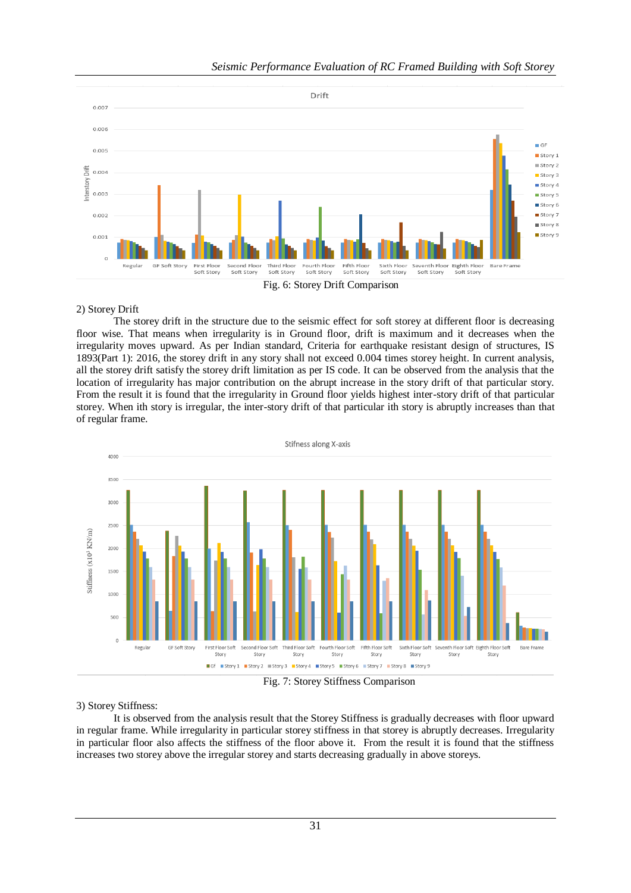Fig. 6: Storey Drift Comparison

2) Storey Drift

The storey drift in the structure due to the seismic effect for soft storey at different floor is decreasing floor wise. That means when irregularity is in Ground floor, drift is maximum and it decreases when the irregularity moves upward. As per Indian standard, Criteria for earthquake resistant design of structures, IS 1893(Part 1): 2016, the storey drift in any story shall not exceed 0.004 times storey height. In current analysis, all the storey drift satisfy the storey drift limitation as per IS code. It can be observed from the analysis that the location of irregularity has major contribution on the abrupt increase in the story drift of that particular story. From the result it is found that the irregularity in Ground floor yields highest inter-story drift of that particular storey. When ith story is irregular, the inter-story drift of that particular ith story is abruptly increases than that of regular frame.

Fig. 7: Storey Stiffness Comparison

3) Storey Stiffness:

It is observed from the analysis result that the Storey Stiffness is gradually decreases with floor upward in regular frame. While irregularity in particular storey stiffness in that storey is abruptly decreases. Irregularity in particular floor also affects the stiffness of the floor above it. From the result it is found that the stiffness increases two storey above the irregular storey and starts decreasing gradually in above storeys.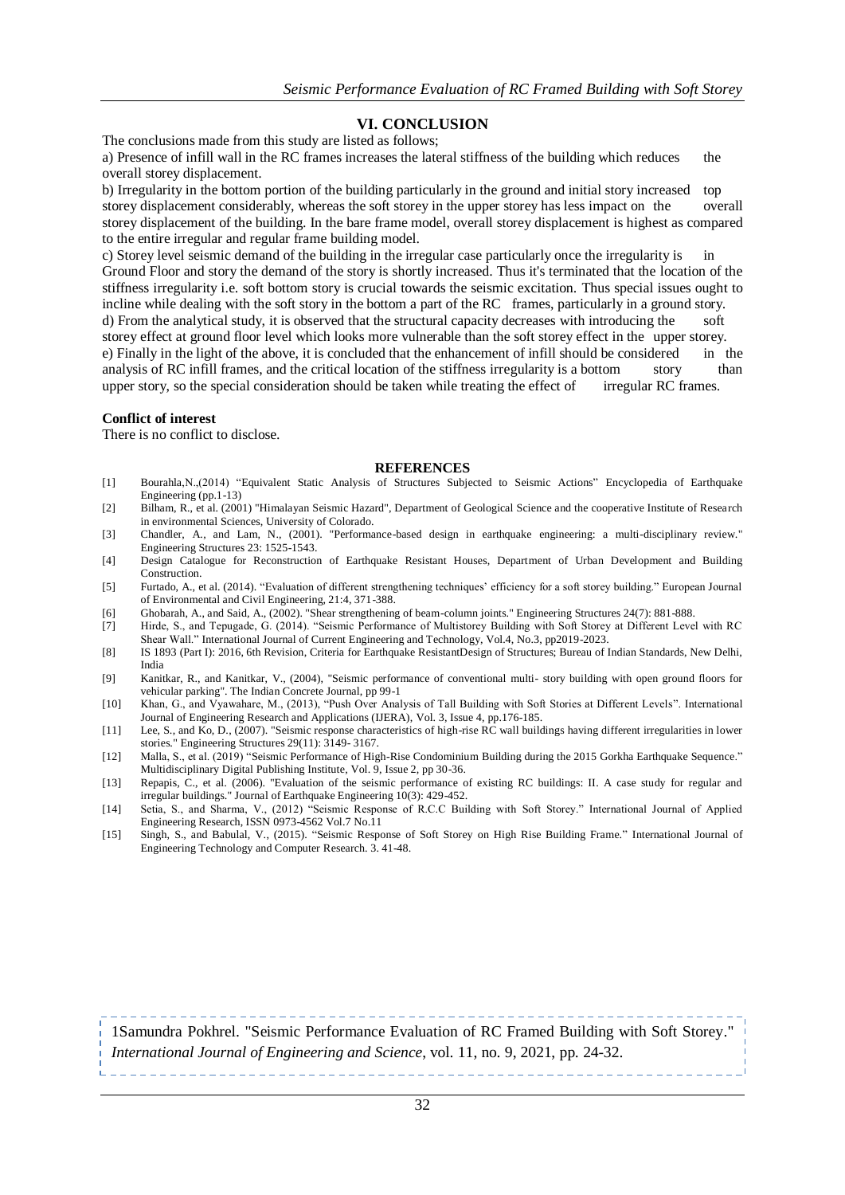## VI. CONCLUSION

The conclusions made from this study are listed as follows;

a) Presence of infill wall in the RC frames increases the lateral stiffness of the building which reduces the overall storey displacement.

b) Irregularity in the bottom portion of the building particularly in the ground and initial story increased top storey displacement considerably, whereas the soft storey in the upper storey has less impact on the overall storey displacement of the building. In the bare frame model, overall storey displacement is highest as compared to the entire irregular and regular frame building model.

c) Storey level seismic demand of the building in the irregular case particularly once the irregularity is in Ground Floor and story the demand of the story is shortly increased. Thus it's terminated that the location of the stiffness irregularity i.e. soft bottom story is crucial towards the seismic excitation. Thus special issues ought to incline while dealing with the soft story in the bottom a part of the RC frames, particularly in a ground story.

d) From the analytical study, it is observed that the structural capacity decreases with introducing the soft storey effect at ground floor level which looks more vulnerable than the soft storey effect in the upper storey.

e) Finally in the light of the above, it is concluded that the enhancement of infill should be considered in the analysis of RC infill frames, and the critical location of the stiffness irregularity is a bottom story than upper story, so the special consideration should be taken while treating the effect of irregular RC frames.

**Conflict of interest**

There is no conflict to disclose.

### REFERENCES

[1] Bourahla,N.,(2014) "Equivalent Static Analysis of Structures Subjected to Seismic Actions" Encyclopedia of Earthquake Engineering (pp.1-13)

[2] Bilham, R., et al. (2001) "Himalayan Seismic Hazard", Department of Geological Science and the cooperative Institute of Research in environmental Sciences, University of Colorado.

[3] Chandler, A., and Lam, N., (2001). "Performance-based design in earthquake engineering: a multi-disciplinary review." Engineering Structures 23: 1525-1543.

[4] Design Catalogue for Reconstruction of Earthquake Resistant Houses, Department of Urban Development and Building Construction.

[5] Furtado, A., et al. (2014). "Evaluation of different strengthening techniques' efficiency for a soft storey building." European Journal of Environmental and Civil Engineering, 21:4, 371-388.

[6] Ghobarah, A., and Said, A., (2002). "Shear strengthening of beam-column joints." Engineering Structures 24(7): 881-888.

[7] Hirde, S., and Tepugade, G. (2014). "Seismic Performance of Multistorey Building with Soft Storey at Different Level with RC Shear Wall." International Journal of Current Engineering and Technology, Vol.4, No.3, pp2019-2023.

[8] IS 1893 (Part I): 2016, 6th Revision, Criteria for Earthquake ResistantDesign of Structures; Bureau of Indian Standards, New Delhi, India

[9] Kanitkar, R., and Kanitkar, V., (2004), "Seismic performance of conventional multi- story building with open ground floors for vehicular parking". The Indian Concrete Journal, pp 99-1

[10] Khan, G., and Vyawahare, M., (2013), "Push Over Analysis of Tall Building with Soft Stories at Different Levels". International Journal of Engineering Research and Applications (IJERA), Vol. 3, Issue 4, pp.176-185.

[11] Lee, S., and Ko, D., (2007). "Seismic response characteristics of high-rise RC wall buildings having different irregularities in lower stories." Engineering Structures 29(11): 3149- 3167.

[12] Malla, S., et al. (2019) "Seismic Performance of High-Rise Condominium Building during the 2015 Gorkha Earthquake Sequence." Multidisciplinary Digital Publishing Institute, Vol. 9, Issue 2, pp 30-36.

[13] Repapis, C., et al. (2006). "Evaluation of the seismic performance of existing RC buildings: II. A case study for regular and irregular buildings." Journal of Earthquake Engineering 10(3): 429-452.

[14] Setia, S., and Sharma, V., (2012) "Seismic Response of R.C.C Building with Soft Storey." International Journal of Applied Engineering Research, ISSN 0973-4562 Vol.7 No.11

[15] Singh, S., and Babulal, V., (2015). "Seismic Response of Soft Storey on High Rise Building Frame." International Journal of Engineering Technology and Computer Research. 3. 41-48.

1Samundra Pokhrel. "Seismic Performance Evaluation of RC Framed Building with Soft Storey." *International Journal of Engineering and Science*, vol. 11, no. 9, 2021, pp. 24-32.